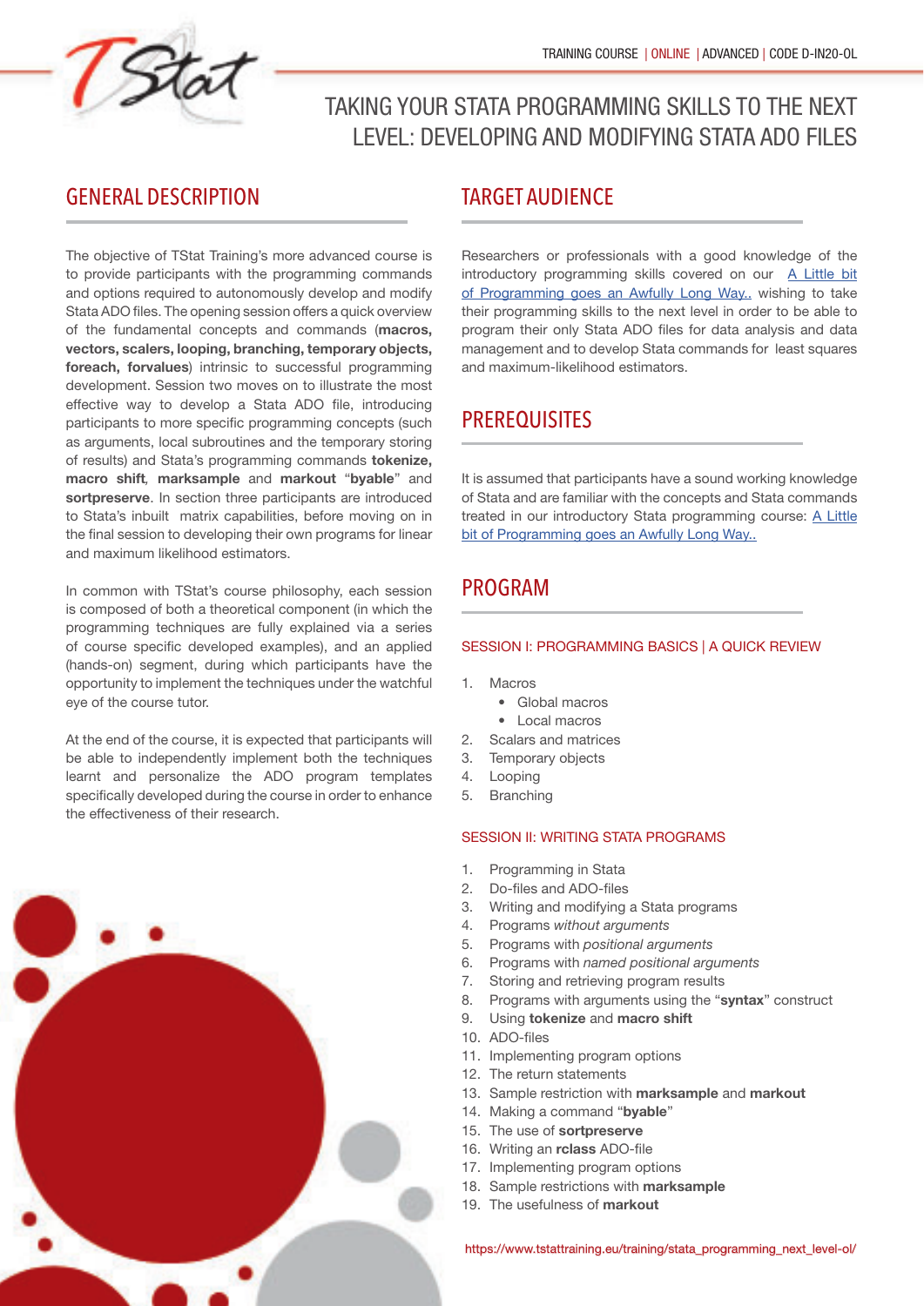TRAINING COURSE | ONLINE | ADVANCED | CODE D-IN20-OL

# TAKING YOUR STATA PROGRAMMING SKILLS TO THE NEXT LEVEL: DEVELOPING AND MODIFYING STATA ADO FILES

## GENERAL DESCRIPTION

The objective of TStat Training's more advanced course is to provide participants with the programming commands and options required to autonomously develop and modify Stata ADO files. The opening session offers a quick overview of the fundamental concepts and commands (**macros, vectors, scalers, looping, branching, temporary objects, foreach, forvalues**) intrinsic to successful programming development. Session two moves on to illustrate the most effective way to develop a Stata ADO file, introducing participants to more specific programming concepts (such as arguments, local subroutines and the temporary storing of results) and Stata's programming commands **tokenize, macro shift**, **marksample** and **markout** "**byable**" and **sortpreserve**. In section three participants are introduced to Stata's inbuilt matrix capabilities, before moving on in the final session to developing their own programs for linear and maximum likelihood estimators.

In common with TStat's course philosophy, each session is composed of both a theoretical component (in which the programming techniques are fully explained via a series of course specific developed examples), and an applied (hands-on) segment, during which participants have the opportunity to implement the techniques under the watchful eye of the course tutor.

At the end of the course, it is expected that participants will be able to independently implement both the techniques learnt and personalize the ADO program templates specifically developed during the course in order to enhance the effectiveness of their research.

## TARGET AUDIENCE

Researchers or professionals with a good knowledge of the introductory programming skills covered on our A Little bit of Programming goes an Awfully Long Way.. wishing to take their programming skills to the next level in order to be able to program their only Stata ADO files for data analysis and data management and to develop Stata commands for least squares and maximum-likelihood estimators.

## PREREQUISITES

It is assumed that participants have a sound working knowledge of Stata and are familiar with the concepts and Stata commands treated in our introductory Stata programming course: A Little bit of Programming goes an Awfully Long Way..

## PROGRAM

### SESSION I: PROGRAMMING BASICS | A QUICK REVIEW

1. Macros
   - Global macros
   - Local macros
2. Scalars and matrices
3. Temporary objects
4. Looping
5. Branching

### SESSION II: WRITING STATA PROGRAMS

1. Programming in Stata
2. Do-files and ADO-files
3. Writing and modifying a Stata programs
4. Programs *without arguments*
5. Programs with *positional arguments*
6. Programs with *named positional arguments*
7. Storing and retrieving program results
8. Programs with arguments using the "**syntax**" construct
9. Using **tokenize** and **macro shift**
10. ADO-files
11. Implementing program options
12. The return statements
13. Sample restriction with **marksample** and **markout**
14. Making a command "**byable**"
15. The use of **sortpreserve**
16. Writing an **rclass** ADO-file
17. Implementing program options
18. Sample restrictions with **marksample**
19. The usefulness of **markout**

https://www.tstattraining.eu/training/stata_programming_next_level-ol/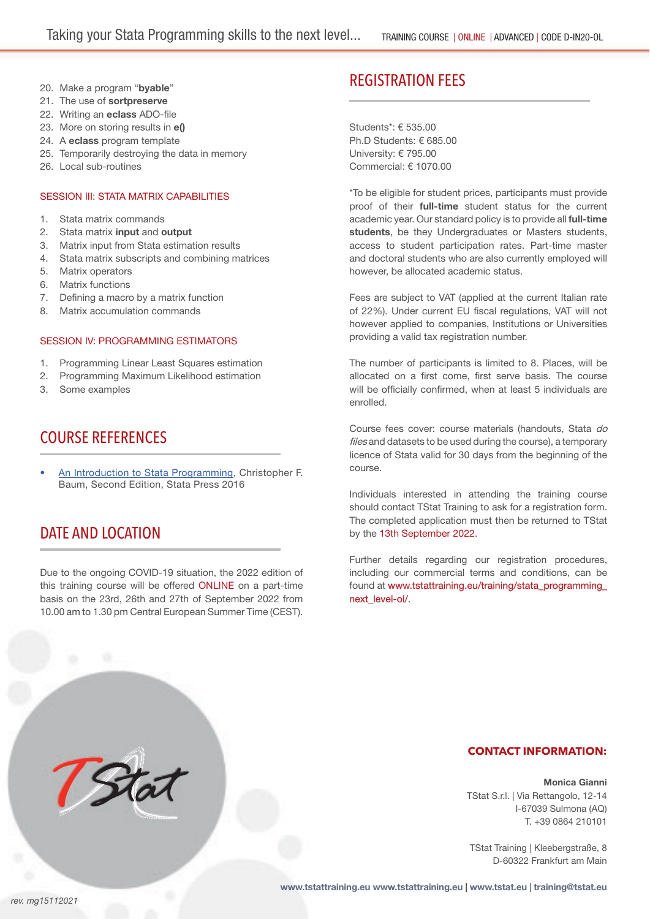20. Make a program "**byable**"
21. The use of **sortpreserve**
22. Writing an **eclass** ADO-file
23. More on storing results in **e()**
24. A **eclass** program template
25. Temporarily destroying the data in memory
26. Local sub-routines

### SESSION III: STATA MATRIX CAPABILITIES

1. Stata matrix commands
2. Stata matrix **input** and **output**
3. Matrix input from Stata estimation results
4. Stata matrix subscripts and combining matrices
5. Matrix operators
6. Matrix functions
7. Defining a macro by a matrix function
8. Matrix accumulation commands

### SESSION IV: PROGRAMMING ESTIMATORS

1. Programming Linear Least Squares estimation
2. Programming Maximum Likelihood estimation
3. Some examples

## COURSE REFERENCES

- An Introduction to Stata Programming, Christopher F. Baum, Second Edition, Stata Press 2016

## DATE AND LOCATION

Due to the ongoing COVID-19 situation, the 2022 edition of this training course will be offered ONLINE on a part-time basis on the 23rd, 26th and 27th of September 2022 from 10.00 am to 1.30 pm Central European Summer Time (CEST).

## REGISTRATION FEES

Students*: € 535.00
Ph.D Students: € 685.00
University: € 795.00
Commercial: € 1070.00

*To be eligible for student prices, participants must provide proof of their **full-time** student status for the current academic year. Our standard policy is to provide all **full-time students**, be they Undergraduates or Masters students, access to student participation rates. Part-time master and doctoral students who are also currently employed will however, be allocated academic status.

Fees are subject to VAT (applied at the current Italian rate of 22%). Under current EU fiscal regulations, VAT will not however applied to companies, Institutions or Universities providing a valid tax registration number.

The number of participants is limited to 8. Places, will be allocated on a first come, first serve basis. The course will be officially confirmed, when at least 5 individuals are enrolled.

Course fees cover: course materials (handouts, Stata *do files* and datasets to be used during the course), a temporary licence of Stata valid for 30 days from the beginning of the course.

Individuals interested in attending the training course should contact TStat Training to ask for a registration form. The completed application must then be returned to TStat by the 13th September 2022.

Further details regarding our registration procedures, including our commercial terms and conditions, can be found at www.tstattraining.eu/training/stata_programming_next_level-ol/.

**CONTACT INFORMATION:**

**Monica Gianni**
TStat S.r.l. | Via Rettangolo, 12-14
I-67039 Sulmona (AQ)
T. +39 0864 210101

TStat Training | Kleeberstraße, 8
D-60322 Frankfurt am Main

**www.tstattraining.eu www.tstattraining.eu | www.tstat.eu | training@tstat.eu**

*rev. mg15112021*